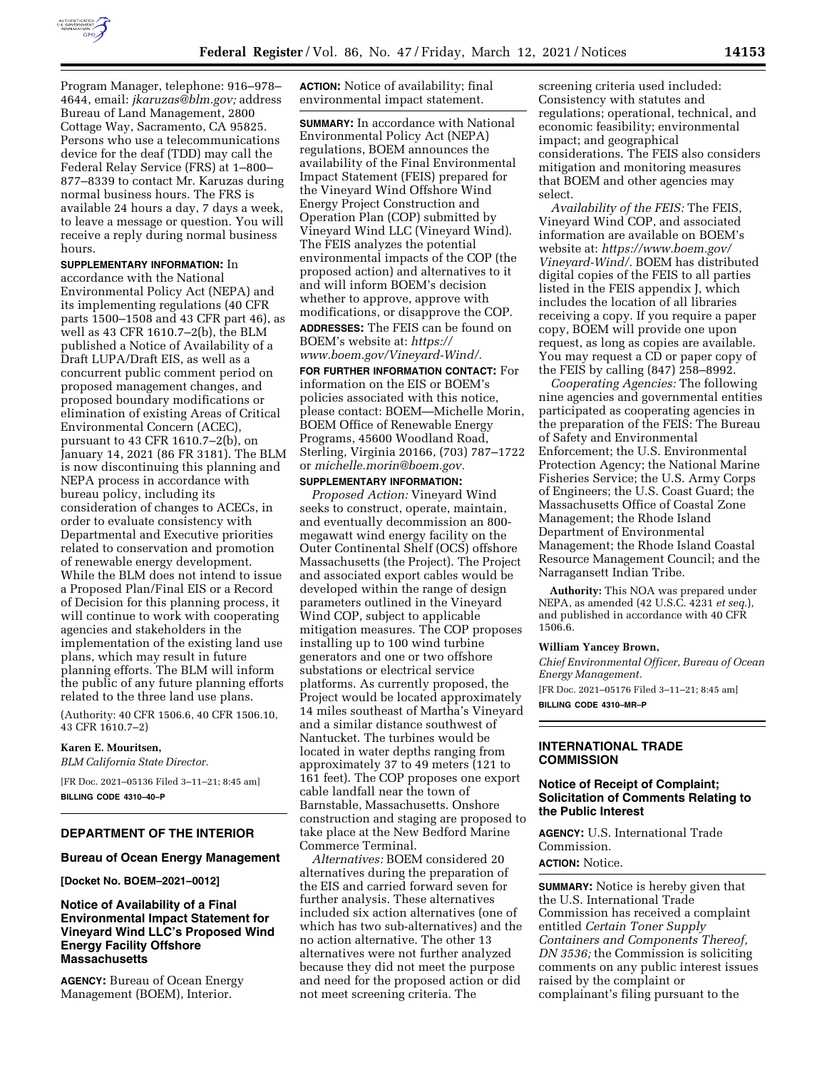Program Manager, telephone: 916–978–4644, email: *jkaruzas@blm.gov;* address Bureau of Land Management, 2800 Cottage Way, Sacramento, CA 95825. Persons who use a telecommunications device for the deaf (TDD) may call the Federal Relay Service (FRS) at 1–800–877–8339 to contact Mr. Karuzas during normal business hours. The FRS is available 24 hours a day, 7 days a week, to leave a message or question. You will receive a reply during normal business hours.

**SUPPLEMENTARY INFORMATION:** In accordance with the National Environmental Policy Act (NEPA) and its implementing regulations (40 CFR parts 1500–1508 and 43 CFR part 46), as well as 43 CFR 1610.7–2(b), the BLM published a Notice of Availability of a Draft LUPA/Draft EIS, as well as a concurrent public comment period on proposed management changes, and proposed boundary modifications or elimination of existing Areas of Critical Environmental Concern (ACEC), pursuant to 43 CFR 1610.7–2(b), on January 14, 2021 (86 FR 3181). The BLM is now discontinuing this planning and NEPA process in accordance with bureau policy, including its consideration of changes to ACECs, in order to evaluate consistency with Departmental and Executive priorities related to conservation and promotion of renewable energy development. While the BLM does not intend to issue a Proposed Plan/Final EIS or a Record of Decision for this planning process, it will continue to work with cooperating agencies and stakeholders in the implementation of the existing land use plans, which may result in future planning efforts. The BLM will inform the public of any future planning efforts related to the three land use plans.

(Authority: 40 CFR 1506.6, 40 CFR 1506.10, 43 CFR 1610.7–2)

**Karen E. Mouritsen,**

*BLM California State Director.*

[FR Doc. 2021–05136 Filed 3–11–21; 8:45 am]

**BILLING CODE 4310–40–P**

## DEPARTMENT OF THE INTERIOR

### Bureau of Ocean Energy Management

**[Docket No. BOEM–2021–0012]**

### Notice of Availability of a Final Environmental Impact Statement for Vineyard Wind LLC's Proposed Wind Energy Facility Offshore Massachusetts

**AGENCY:** Bureau of Ocean Energy Management (BOEM), Interior.

**ACTION:** Notice of availability; final environmental impact statement.

**SUMMARY:** In accordance with National Environmental Policy Act (NEPA) regulations, BOEM announces the availability of the Final Environmental Impact Statement (FEIS) prepared for the Vineyard Wind Offshore Wind Energy Project Construction and Operation Plan (COP) submitted by Vineyard Wind LLC (Vineyard Wind). The FEIS analyzes the potential environmental impacts of the COP (the proposed action) and alternatives to it and will inform BOEM's decision whether to approve, approve with modifications, or disapprove the COP.

**ADDRESSES:** The FEIS can be found on BOEM's website at: *https://www.boem.gov/Vineyard-Wind/.*

**FOR FURTHER INFORMATION CONTACT:** For information on the EIS or BOEM's policies associated with this notice, please contact: BOEM—Michelle Morin, BOEM Office of Renewable Energy Programs, 45600 Woodland Road, Sterling, Virginia 20166, (703) 787–1722 or *michelle.morin@boem.gov.*

**SUPPLEMENTARY INFORMATION:**

*Proposed Action:* Vineyard Wind seeks to construct, operate, maintain, and eventually decommission an 800-megawatt wind energy facility on the Outer Continental Shelf (OCS) offshore Massachusetts (the Project). The Project and associated export cables would be developed within the range of design parameters outlined in the Vineyard Wind COP, subject to applicable mitigation measures. The COP proposes installing up to 100 wind turbine generators and one or two offshore substations or electrical service platforms. As currently proposed, the Project would be located approximately 14 miles southeast of Martha's Vineyard and a similar distance southwest of Nantucket. The turbines would be located in water depths ranging from approximately 37 to 49 meters (121 to 161 feet). The COP proposes one export cable landfall near the town of Barnstable, Massachusetts. Onshore construction and staging are proposed to take place at the New Bedford Marine Commerce Terminal.

*Alternatives:* BOEM considered 20 alternatives during the preparation of the EIS and carried forward seven for further analysis. These alternatives included six action alternatives (one of which has two sub-alternatives) and the no action alternative. The other 13 alternatives were not further analyzed because they did not meet the purpose and need for the proposed action or did not meet screening criteria. The screening criteria used included: Consistency with statutes and regulations; operational, technical, and economic feasibility; environmental impact; and geographical considerations. The FEIS also considers mitigation and monitoring measures that BOEM and other agencies may select.

*Availability of the FEIS:* The FEIS, Vineyard Wind COP, and associated information are available on BOEM's website at: *https://www.boem.gov/Vineyard-Wind/.* BOEM has distributed digital copies of the FEIS to all parties listed in the FEIS appendix J, which includes the location of all libraries receiving a copy. If you require a paper copy, BOEM will provide one upon request, as long as copies are available. You may request a CD or paper copy of the FEIS by calling (847) 258–8992.

*Cooperating Agencies:* The following nine agencies and governmental entities participated as cooperating agencies in the preparation of the FEIS: The Bureau of Safety and Environmental Enforcement; the U.S. Environmental Protection Agency; the National Marine Fisheries Service; the U.S. Army Corps of Engineers; the U.S. Coast Guard; the Massachusetts Office of Coastal Zone Management; the Rhode Island Department of Environmental Management; the Rhode Island Coastal Resource Management Council; and the Narragansett Indian Tribe.

**Authority:** This NOA was prepared under NEPA, as amended (42 U.S.C. 4231 *et seq.*), and published in accordance with 40 CFR 1506.6.

**William Yancey Brown,**

*Chief Environmental Officer, Bureau of Ocean Energy Management.*

[FR Doc. 2021–05176 Filed 3–11–21; 8:45 am]

**BILLING CODE 4310–MR–P**

## INTERNATIONAL TRADE COMMISSION

### Notice of Receipt of Complaint; Solicitation of Comments Relating to the Public Interest

**AGENCY:** U.S. International Trade Commission.

**ACTION:** Notice.

**SUMMARY:** Notice is hereby given that the U.S. International Trade Commission has received a complaint entitled *Certain Toner Supply Containers and Components Thereof, DN 3536;* the Commission is soliciting comments on any public interest issues raised by the complaint or complainant's filing pursuant to the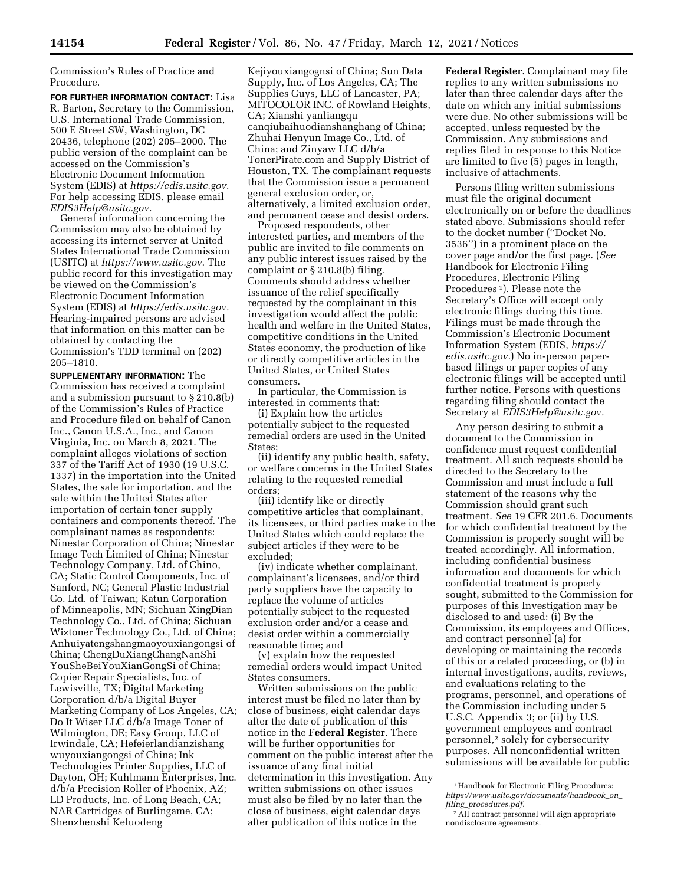Commission's Rules of Practice and Procedure.

**FOR FURTHER INFORMATION CONTACT:** Lisa R. Barton, Secretary to the Commission, U.S. International Trade Commission, 500 E Street SW, Washington, DC 20436, telephone (202) 205–2000. The public version of the complaint can be accessed on the Commission's Electronic Document Information System (EDIS) at *https://edis.usitc.gov.* For help accessing EDIS, please email *EDIS3Help@usitc.gov.*

General information concerning the Commission may also be obtained by accessing its internet server at United States International Trade Commission (USITC) at *https://www.usitc.gov*. The public record for this investigation may be viewed on the Commission's Electronic Document Information System (EDIS) at *https://edis.usitc.gov.* Hearing-impaired persons are advised that information on this matter can be obtained by contacting the Commission's TDD terminal on (202) 205–1810.

**SUPPLEMENTARY INFORMATION:** The Commission has received a complaint and a submission pursuant to § 210.8(b) of the Commission's Rules of Practice and Procedure filed on behalf of Canon Inc., Canon U.S.A., Inc., and Canon Virginia, Inc. on March 8, 2021. The complaint alleges violations of section 337 of the Tariff Act of 1930 (19 U.S.C. 1337) in the importation into the United States, the sale for importation, and the sale within the United States after importation of certain toner supply containers and components thereof. The complainant names as respondents: Ninestar Corporation of China; Ninestar Image Tech Limited of China; Ninestar Technology Company, Ltd. of Chino, CA; Static Control Components, Inc. of Sanford, NC; General Plastic Industrial Co. Ltd. of Taiwan; Katun Corporation of Minneapolis, MN; Sichuan XingDian Technology Co., Ltd. of China; Sichuan Wiztoner Technology Co., Ltd. of China; Anhuiyatengshangmaoyouxiangongsi of China; ChengDuXiangChangNanShi YouSheBeiYouXianGongSi of China; Copier Repair Specialists, Inc. of Lewisville, TX; Digital Marketing Corporation d/b/a Digital Buyer Marketing Company of Los Angeles, CA; Do It Wiser LLC d/b/a Image Toner of Wilmington, DE; Easy Group, LLC of Irwindale, CA; Hefeierlandianzishang wuyouxiangongsi of China; Ink Technologies Printer Supplies, LLC of Dayton, OH; Kuhlmann Enterprises, Inc. d/b/a Precision Roller of Phoenix, AZ; LD Products, Inc. of Long Beach, CA; NAR Cartridges of Burlingame, CA; Shenzhenshi Keluodeng Kejiyouxiangognsi of China; Sun Data Supply, Inc. of Los Angeles, CA; The Supplies Guys, LLC of Lancaster, PA; MITOCOLOR INC. of Rowland Heights, CA; Xianshi yanliangqu canqiubaihuodianshanghang of China; Zhuhai Henyun Image Co., Ltd. of China; and Zinyaw LLC d/b/a TonerPirate.com and Supply District of Houston, TX. The complainant requests that the Commission issue a permanent general exclusion order, or, alternatively, a limited exclusion order, and permanent cease and desist orders.

Proposed respondents, other interested parties, and members of the public are invited to file comments on any public interest issues raised by the complaint or § 210.8(b) filing. Comments should address whether issuance of the relief specifically requested by the complainant in this investigation would affect the public health and welfare in the United States, competitive conditions in the United States economy, the production of like or directly competitive articles in the United States, or United States consumers.

In particular, the Commission is interested in comments that:

(i) Explain how the articles potentially subject to the requested remedial orders are used in the United States;

(ii) identify any public health, safety, or welfare concerns in the United States relating to the requested remedial orders;

(iii) identify like or directly competitive articles that complainant, its licensees, or third parties make in the United States which could replace the subject articles if they were to be excluded;

(iv) indicate whether complainant, complainant's licensees, and/or third party suppliers have the capacity to replace the volume of articles potentially subject to the requested exclusion order and/or a cease and desist order within a commercially reasonable time; and

(v) explain how the requested remedial orders would impact United States consumers.

Written submissions on the public interest must be filed no later than by close of business, eight calendar days after the date of publication of this notice in the **Federal Register**. There will be further opportunities for comment on the public interest after the issuance of any final initial determination in this investigation. Any written submissions on other issues must also be filed by no later than the close of business, eight calendar days after publication of this notice in the **Federal Register**. Complainant may file replies to any written submissions no later than three calendar days after the date on which any initial submissions were due. No other submissions will be accepted, unless requested by the Commission. Any submissions and replies filed in response to this Notice are limited to five (5) pages in length, inclusive of attachments.

Persons filing written submissions must file the original document electronically on or before the deadlines stated above. Submissions should refer to the docket number (''Docket No. 3536'') in a prominent place on the cover page and/or the first page. (*See* Handbook for Electronic Filing Procedures, Electronic Filing Procedures [1]). Please note the Secretary's Office will accept only electronic filings during this time. Filings must be made through the Commission's Electronic Document Information System (EDIS, *https://edis.usitc.gov.*) No in-person paper-based filings or paper copies of any electronic filings will be accepted until further notice. Persons with questions regarding filing should contact the Secretary at *EDIS3Help@usitc.gov.*

Any person desiring to submit a document to the Commission in confidence must request confidential treatment. All such requests should be directed to the Secretary to the Commission and must include a full statement of the reasons why the Commission should grant such treatment. *See* 19 CFR 201.6. Documents for which confidential treatment by the Commission is properly sought will be treated accordingly. All information, including confidential business information and documents for which confidential treatment is properly sought, submitted to the Commission for purposes of this Investigation may be disclosed to and used: (i) By the Commission, its employees and Offices, and contract personnel (a) for developing or maintaining the records of this or a related proceeding, or (b) in internal investigations, audits, reviews, and evaluations relating to the programs, personnel, and operations of the Commission including under 5 U.S.C. Appendix 3; or (ii) by U.S. government employees and contract personnel,[2] solely for cybersecurity purposes. All nonconfidential written submissions will be available for public

---

[1] Handbook for Electronic Filing Procedures: *https://www.usitc.gov/documents/handbook_on_filing_procedures.pdf.*

[2] All contract personnel will sign appropriate nondisclosure agreements.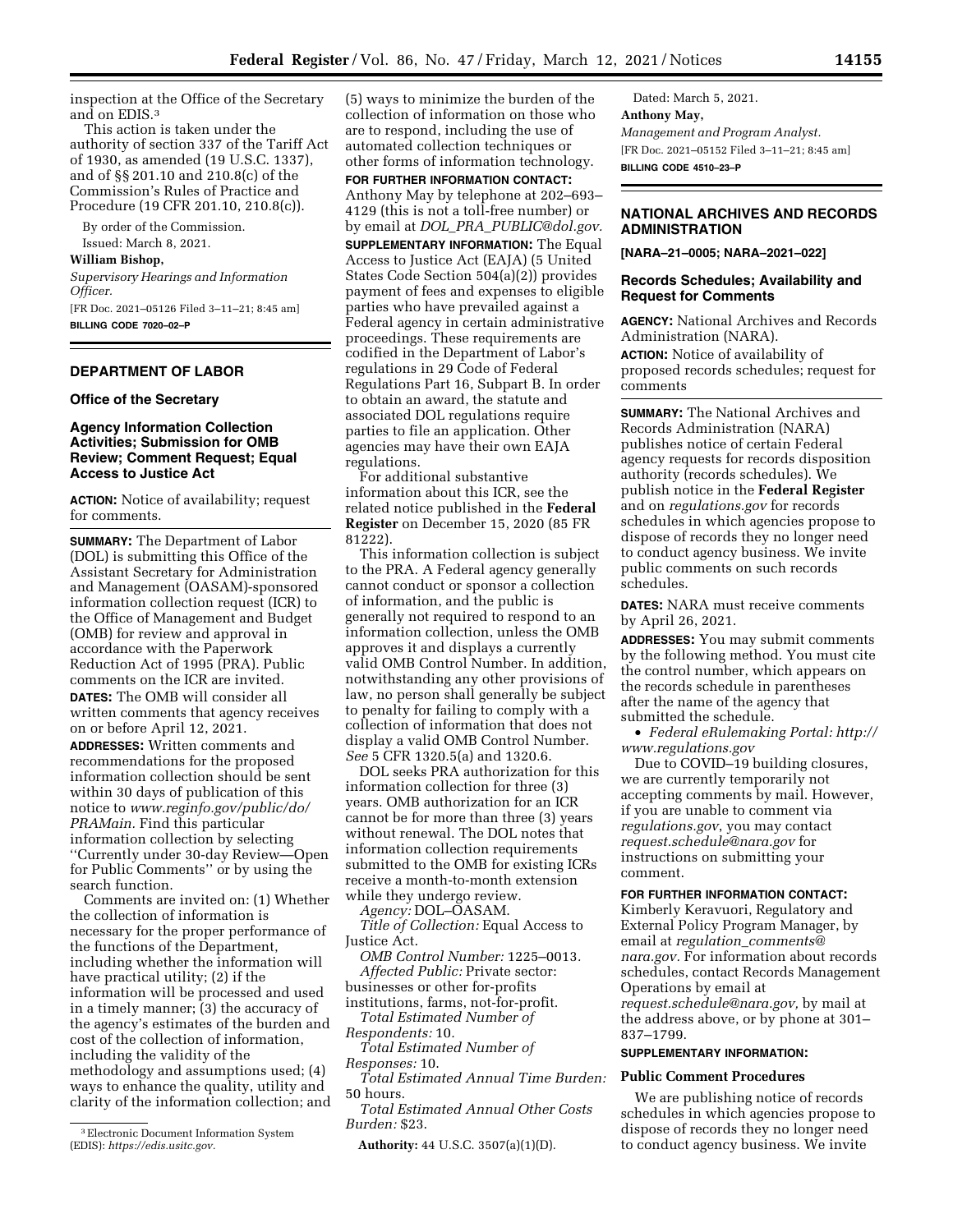inspection at the Office of the Secretary and on EDIS.[3]

This action is taken under the authority of section 337 of the Tariff Act of 1930, as amended (19 U.S.C. 1337), and of §§ 201.10 and 210.8(c) of the Commission's Rules of Practice and Procedure (19 CFR 201.10, 210.8(c)).

By order of the Commission.

Issued: March 8, 2021.

**William Bishop,**

*Supervisory Hearings and Information Officer.*

[FR Doc. 2021–05126 Filed 3–11–21; 8:45 am]

**BILLING CODE 7020–02–P**

[3] Electronic Document Information System (EDIS): *https://edis.usitc.gov.*

## DEPARTMENT OF LABOR

### Office of the Secretary

### Agency Information Collection Activities; Submission for OMB Review; Comment Request; Equal Access to Justice Act

**ACTION:** Notice of availability; request for comments.

**SUMMARY:** The Department of Labor (DOL) is submitting this Office of the Assistant Secretary for Administration and Management (OASAM)-sponsored information collection request (ICR) to the Office of Management and Budget (OMB) for review and approval in accordance with the Paperwork Reduction Act of 1995 (PRA). Public comments on the ICR are invited.

**DATES:** The OMB will consider all written comments that agency receives on or before April 12, 2021.

**ADDRESSES:** Written comments and recommendations for the proposed information collection should be sent within 30 days of publication of this notice to *www.reginfo.gov/public/do/PRAMain.* Find this particular information collection by selecting "Currently under 30-day Review—Open for Public Comments" or by using the search function.

Comments are invited on: (1) Whether the collection of information is necessary for the proper performance of the functions of the Department, including whether the information will have practical utility; (2) if the information will be processed and used in a timely manner; (3) the accuracy of the agency's estimates of the burden and cost of the collection of information, including the validity of the methodology and assumptions used; (4) ways to enhance the quality, utility and clarity of the information collection; and (5) ways to minimize the burden of the collection of information on those who are to respond, including the use of automated collection techniques or other forms of information technology.

**FOR FURTHER INFORMATION CONTACT:** Anthony May by telephone at 202–693–4129 (this is not a toll-free number) or by email at *DOL_PRA_PUBLIC@dol.gov.*

**SUPPLEMENTARY INFORMATION:** The Equal Access to Justice Act (EAJA) (5 United States Code Section 504(a)(2)) provides payment of fees and expenses to eligible parties who have prevailed against a Federal agency in certain administrative proceedings. These requirements are codified in the Department of Labor's regulations in 29 Code of Federal Regulations Part 16, Subpart B. In order to obtain an award, the statute and associated DOL regulations require parties to file an application. Other agencies may have their own EAJA regulations.

For additional substantive information about this ICR, see the related notice published in the **Federal Register** on December 15, 2020 (85 FR 81222).

This information collection is subject to the PRA. A Federal agency generally cannot conduct or sponsor a collection of information, and the public is generally not required to respond to an information collection, unless the OMB approves it and displays a currently valid OMB Control Number. In addition, notwithstanding any other provisions of law, no person shall generally be subject to penalty for failing to comply with a collection of information that does not display a valid OMB Control Number. *See* 5 CFR 1320.5(a) and 1320.6.

DOL seeks PRA authorization for this information collection for three (3) years. OMB authorization for an ICR cannot be for more than three (3) years without renewal. The DOL notes that information collection requirements submitted to the OMB for existing ICRs receive a month-to-month extension while they undergo review.

*Agency:* DOL–OASAM.

*Title of Collection:* Equal Access to Justice Act.

*OMB Control Number:* 1225–0013.

*Affected Public:* Private sector: businesses or other for-profits institutions, farms, not-for-profit.

*Total Estimated Number of Respondents:* 10.

*Total Estimated Number of Responses:* 10.

*Total Estimated Annual Time Burden:* 50 hours.

*Total Estimated Annual Other Costs Burden:* $23.

**Authority:** 44 U.S.C. 3507(a)(1)(D).

Dated: March 5, 2021.

**Anthony May,**

*Management and Program Analyst.*

[FR Doc. 2021–05152 Filed 3–11–21; 8:45 am]

**BILLING CODE 4510–23–P**

## NATIONAL ARCHIVES AND RECORDS ADMINISTRATION

**[NARA–21–0005; NARA–2021–022]**

### Records Schedules; Availability and Request for Comments

**AGENCY:** National Archives and Records Administration (NARA).

**ACTION:** Notice of availability of proposed records schedules; request for comments

**SUMMARY:** The National Archives and Records Administration (NARA) publishes notice of certain Federal agency requests for records disposition authority (records schedules). We publish notice in the **Federal Register** and on *regulations.gov* for records schedules in which agencies propose to dispose of records they no longer need to conduct agency business. We invite public comments on such records schedules.

**DATES:** NARA must receive comments by April 26, 2021.

**ADDRESSES:** You may submit comments by the following method. You must cite the control number, which appears on the records schedule in parentheses after the name of the agency that submitted the schedule.

- *Federal eRulemaking Portal: http://www.regulations.gov*

Due to COVID–19 building closures, we are currently temporarily not accepting comments by mail. However, if you are unable to comment via *regulations.gov*, you may contact *request.schedule@nara.gov* for instructions on submitting your comment.

**FOR FURTHER INFORMATION CONTACT:** Kimberly Keravuori, Regulatory and External Policy Program Manager, by email at *regulation_comments@nara.gov.* For information about records schedules, contact Records Management Operations by email at *request.schedule@nara.gov,* by mail at the address above, or by phone at 301–837–1799.

**SUPPLEMENTARY INFORMATION:**

#### Public Comment Procedures

We are publishing notice of records schedules in which agencies propose to dispose of records they no longer need to conduct agency business. We invite